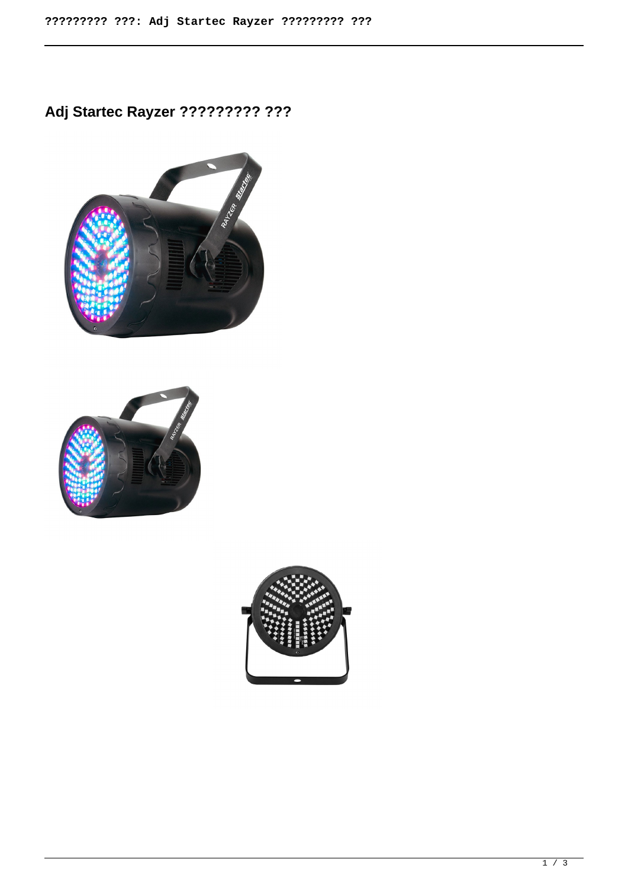# Adj Startec Rayzer ????????? ???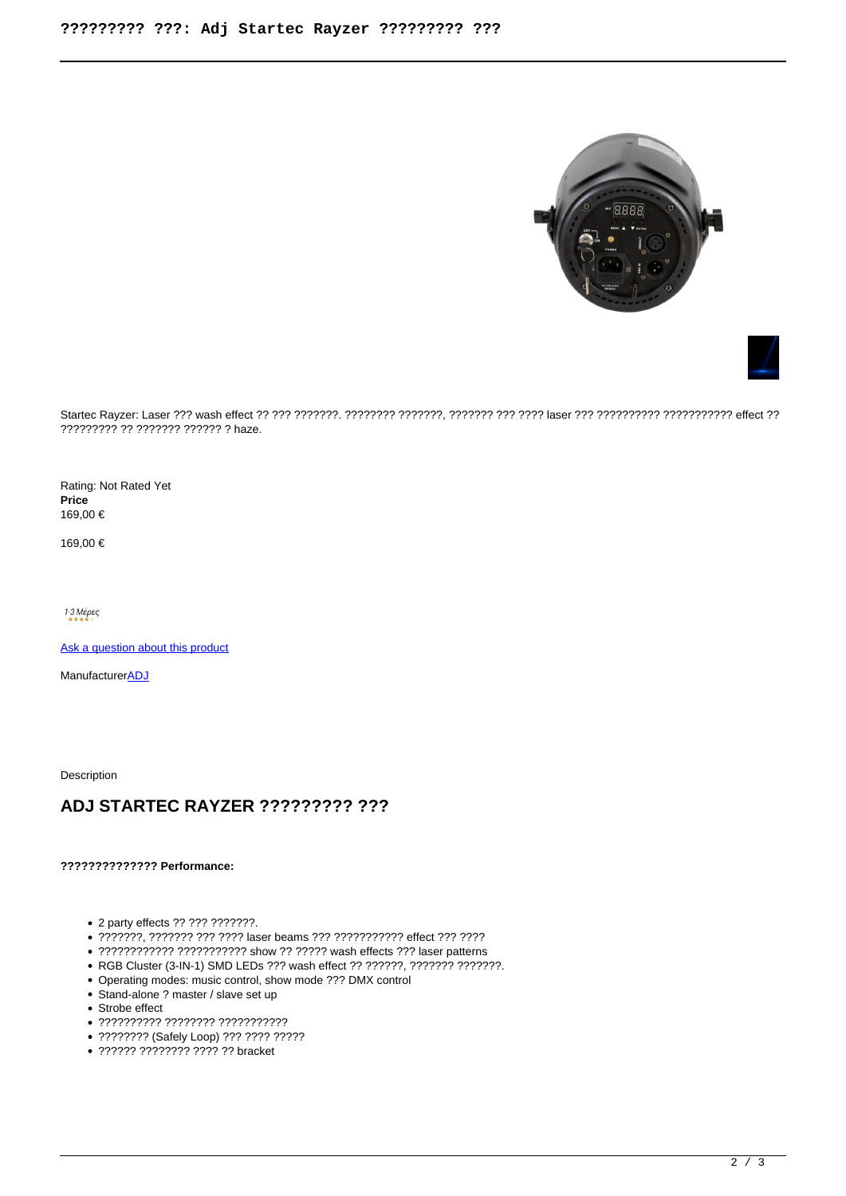Startec Rayzer: Laser ??? wash effect ?? ??? ???????. ???????? ???????, ??????? ??? ???? laser ??? ?????????? ??????????? effect ?? ????????? ?? ??????? ?????? ? haze.

Rating: Not Rated Yet

**Price**

169,00 €

169,00 €

1-3 Μέρες

Ask a question about this product

ManufacturerADJ

Description

## ADJ STARTEC RAYZER ????????? ???

**?????????????? Performance:**

- 2 party effects ?? ??? ???????.
- ???????, ??????? ??? ???? laser beams ??? ??????????? effect ??? ????
- ???????????? ??????????? show ?? ????? wash effects ??? laser patterns
- RGB Cluster (3-IN-1) SMD LEDs ??? wash effect ?? ??????, ??????? ???????.
- Operating modes: music control, show mode ??? DMX control
- Stand-alone ? master / slave set up
- Strobe effect
- ?????????? ???????? ???????????
- ???????? (Safely Loop) ??? ???? ?????
- ?????? ???????? ???? ?? bracket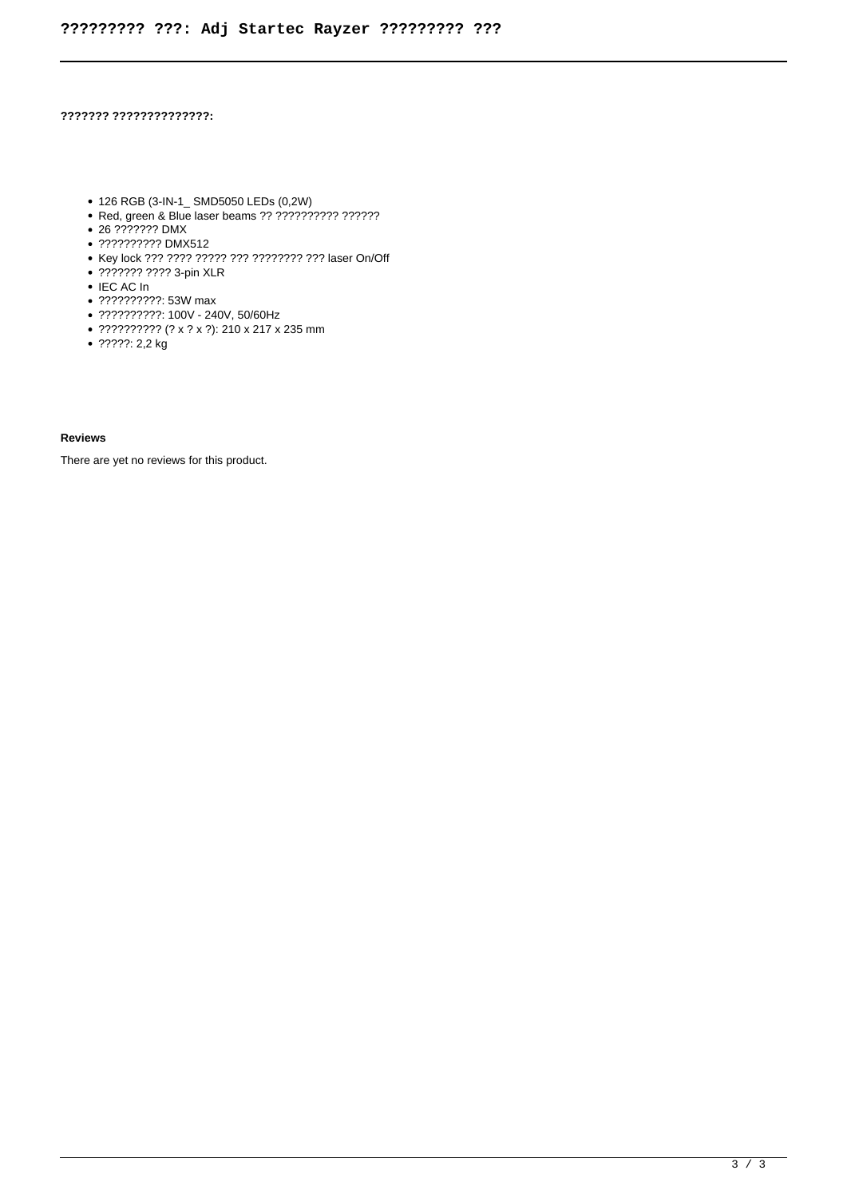# ????????? ???: Adj Startec Rayzer ????????? ???

**??????? ??????????????:**

- 126 RGB (3-IN-1_ SMD5050 LEDs (0,2W)
- Red, green & Blue laser beams ?? ?????????? ??????
- 26 ??????? DMX
- ?????????? DMX512
- Key lock ??? ???? ????? ??? ???????? ??? laser On/Off
- ??????? ???? 3-pin XLR
- IEC AC In
- ??????????: 53W max
- ??????????: 100V - 240V, 50/60Hz
- ?????????? (? x ? x ?): 210 x 217 x 235 mm
- ?????: 2,2 kg

**Reviews**

There are yet no reviews for this product.